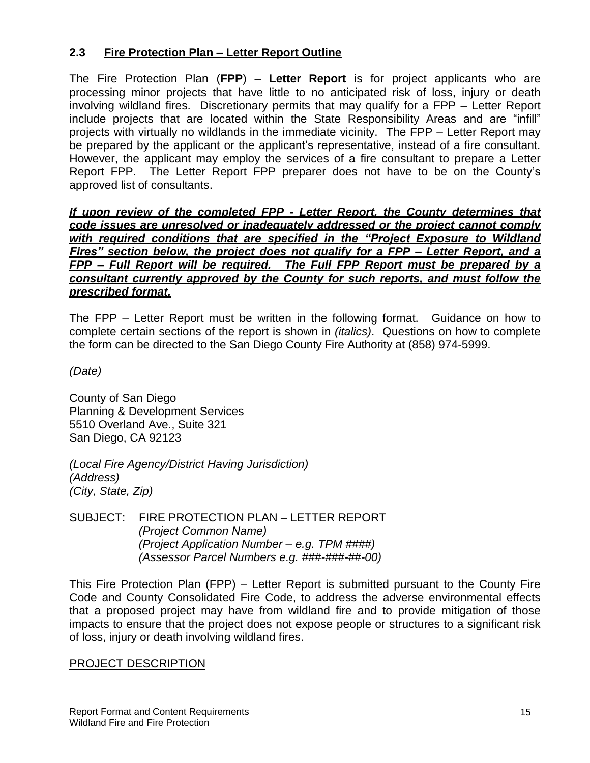## 2.3 Fire Protection Plan – Letter Report Outline

The Fire Protection Plan (**FPP**) – **Letter Report** is for project applicants who are processing minor projects that have little to no anticipated risk of loss, injury or death involving wildland fires. Discretionary permits that may qualify for a FPP – Letter Report include projects that are located within the State Responsibility Areas and are "infill" projects with virtually no wildlands in the immediate vicinity. The FPP – Letter Report may be prepared by the applicant or the applicant's representative, instead of a fire consultant. However, the applicant may employ the services of a fire consultant to prepare a Letter Report FPP. The Letter Report FPP preparer does not have to be on the County's approved list of consultants.

***If upon review of the completed FPP - Letter Report, the County determines that code issues are unresolved or inadequately addressed or the project cannot comply with required conditions that are specified in the "Project Exposure to Wildland Fires" section below, the project does not qualify for a FPP – Letter Report, and a FPP – Full Report will be required. The Full FPP Report must be prepared by a consultant currently approved by the County for such reports, and must follow the prescribed format.***

The FPP – Letter Report must be written in the following format. Guidance on how to complete certain sections of the report is shown in *(italics)*. Questions on how to complete the form can be directed to the San Diego County Fire Authority at (858) 974-5999.

*(Date)*

County of San Diego
Planning & Development Services
5510 Overland Ave., Suite 321
San Diego, CA 92123

*(Local Fire Agency/District Having Jurisdiction)*
*(Address)*
*(City, State, Zip)*

SUBJECT: FIRE PROTECTION PLAN – LETTER REPORT
*(Project Common Name)*
*(Project Application Number – e.g. TPM ####)*
*(Assessor Parcel Numbers e.g. ###-###-##-00)*

This Fire Protection Plan (FPP) – Letter Report is submitted pursuant to the County Fire Code and County Consolidated Fire Code, to address the adverse environmental effects that a proposed project may have from wildland fire and to provide mitigation of those impacts to ensure that the project does not expose people or structures to a significant risk of loss, injury or death involving wildland fires.

PROJECT DESCRIPTION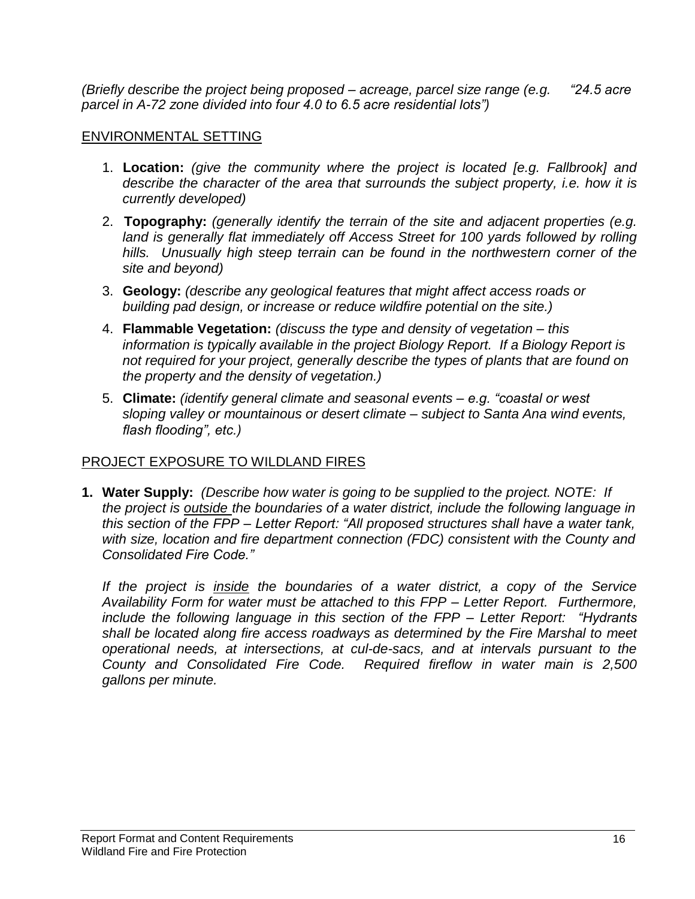*(Briefly describe the project being proposed – acreage, parcel size range (e.g. "24.5 acre parcel in A-72 zone divided into four 4.0 to 6.5 acre residential lots")*

## ENVIRONMENTAL SETTING

1. **Location:** *(give the community where the project is located [e.g. Fallbrook] and describe the character of the area that surrounds the subject property, i.e. how it is currently developed)*
2. **Topography:** *(generally identify the terrain of the site and adjacent properties (e.g. land is generally flat immediately off Access Street for 100 yards followed by rolling hills. Unusually high steep terrain can be found in the northwestern corner of the site and beyond)*
3. **Geology:** *(describe any geological features that might affect access roads or building pad design, or increase or reduce wildfire potential on the site.)*
4. **Flammable Vegetation:** *(discuss the type and density of vegetation – this information is typically available in the project Biology Report. If a Biology Report is not required for your project, generally describe the types of plants that are found on the property and the density of vegetation.)*
5. **Climate:** *(identify general climate and seasonal events – e.g. "coastal or west sloping valley or mountainous or desert climate – subject to Santa Ana wind events, flash flooding", etc.)*

## PROJECT EXPOSURE TO WILDLAND FIRES

**1. Water Supply:** *(Describe how water is going to be supplied to the project. NOTE: If the project is <u>outside</u> the boundaries of a water district, include the following language in this section of the FPP – Letter Report: "All proposed structures shall have a water tank, with size, location and fire department connection (FDC) consistent with the County and Consolidated Fire Code."*

*If the project is <u>inside</u> the boundaries of a water district, a copy of the Service Availability Form for water must be attached to this FPP – Letter Report. Furthermore, include the following language in this section of the FPP – Letter Report: "Hydrants shall be located along fire access roadways as determined by the Fire Marshal to meet operational needs, at intersections, at cul-de-sacs, and at intervals pursuant to the County and Consolidated Fire Code. Required fireflow in water main is 2,500 gallons per minute.*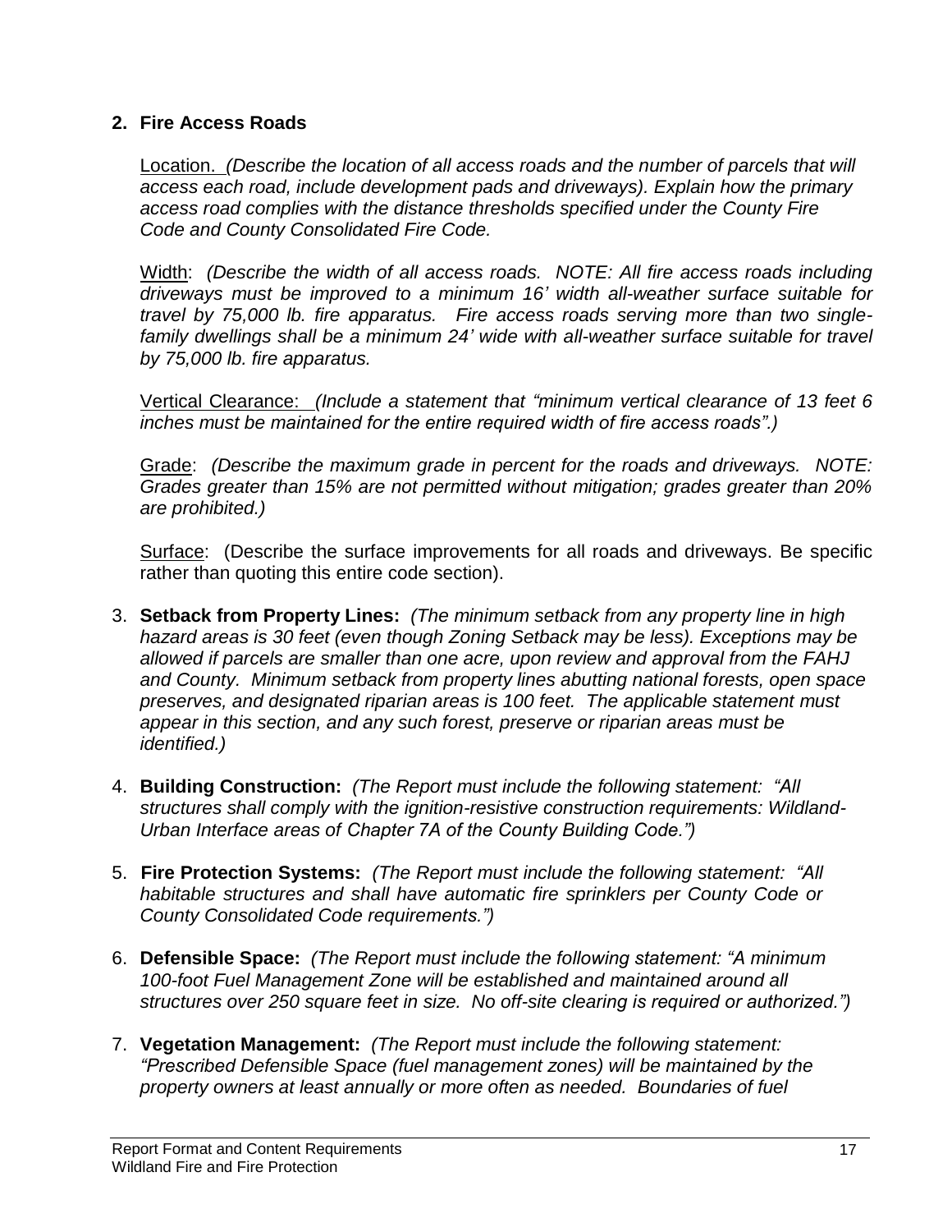2. **Fire Access Roads**

   Location. *(Describe the location of all access roads and the number of parcels that will access each road, include development pads and driveways). Explain how the primary access road complies with the distance thresholds specified under the County Fire Code and County Consolidated Fire Code.*

   Width: *(Describe the width of all access roads. NOTE: All fire access roads including driveways must be improved to a minimum 16' width all-weather surface suitable for travel by 75,000 lb. fire apparatus. Fire access roads serving more than two single-family dwellings shall be a minimum 24' wide with all-weather surface suitable for travel by 75,000 lb. fire apparatus.*

   Vertical Clearance: *(Include a statement that "minimum vertical clearance of 13 feet 6 inches must be maintained for the entire required width of fire access roads".)*

   Grade: *(Describe the maximum grade in percent for the roads and driveways. NOTE: Grades greater than 15% are not permitted without mitigation; grades greater than 20% are prohibited.)*

   Surface: (Describe the surface improvements for all roads and driveways. Be specific rather than quoting this entire code section).

3. **Setback from Property Lines:** *(The minimum setback from any property line in high hazard areas is 30 feet (even though Zoning Setback may be less). Exceptions may be allowed if parcels are smaller than one acre, upon review and approval from the FAHJ and County. Minimum setback from property lines abutting national forests, open space preserves, and designated riparian areas is 100 feet. The applicable statement must appear in this section, and any such forest, preserve or riparian areas must be identified.)*

4. **Building Construction:** *(The Report must include the following statement: "All structures shall comply with the ignition-resistive construction requirements: Wildland-Urban Interface areas of Chapter 7A of the County Building Code.")*

5. **Fire Protection Systems:** *(The Report must include the following statement: "All habitable structures and shall have automatic fire sprinklers per County Code or County Consolidated Code requirements.")*

6. **Defensible Space:** *(The Report must include the following statement: "A minimum 100-foot Fuel Management Zone will be established and maintained around all structures over 250 square feet in size. No off-site clearing is required or authorized.")*

7. **Vegetation Management:** *(The Report must include the following statement: "Prescribed Defensible Space (fuel management zones) will be maintained by the property owners at least annually or more often as needed. Boundaries of fuel*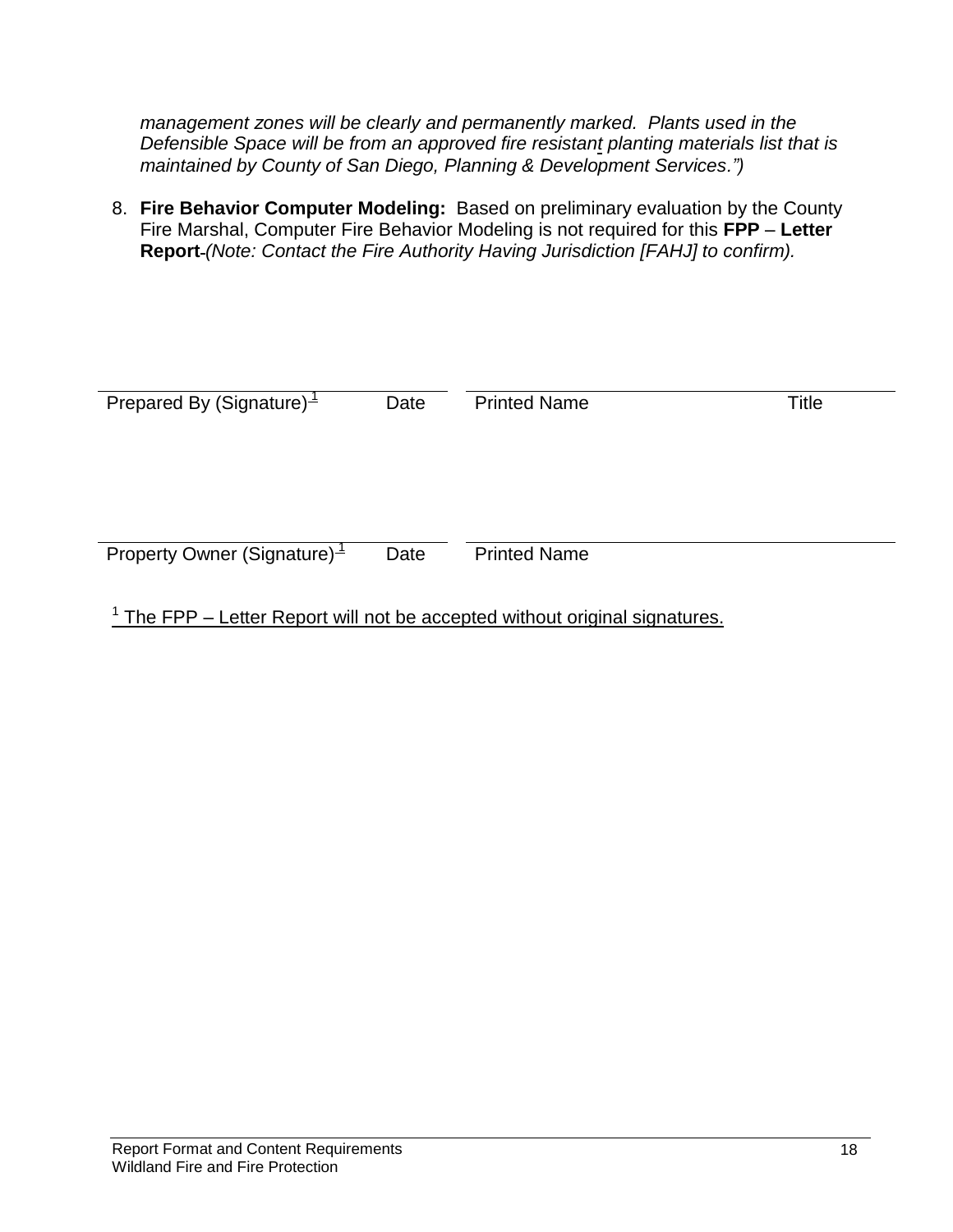*management zones will be clearly and permanently marked. Plants used in the Defensible Space will be from an approved fire resistant planting materials list that is maintained by County of San Diego, Planning & Development Services.")*

8. **Fire Behavior Computer Modeling:** Based on preliminary evaluation by the County Fire Marshal, Computer Fire Behavior Modeling is not required for this **FPP** – **Letter Report** *(Note: Contact the Fire Authority Having Jurisdiction [FAHJ] to confirm).*

| | | | |
|---|---|---|---|
| Prepared By (Signature)[1] | Date | Printed Name | Title |

| | | |
|---|---|---|
| Property Owner (Signature)[1] | Date | Printed Name |

[1] The FPP – Letter Report will not be accepted without original signatures.